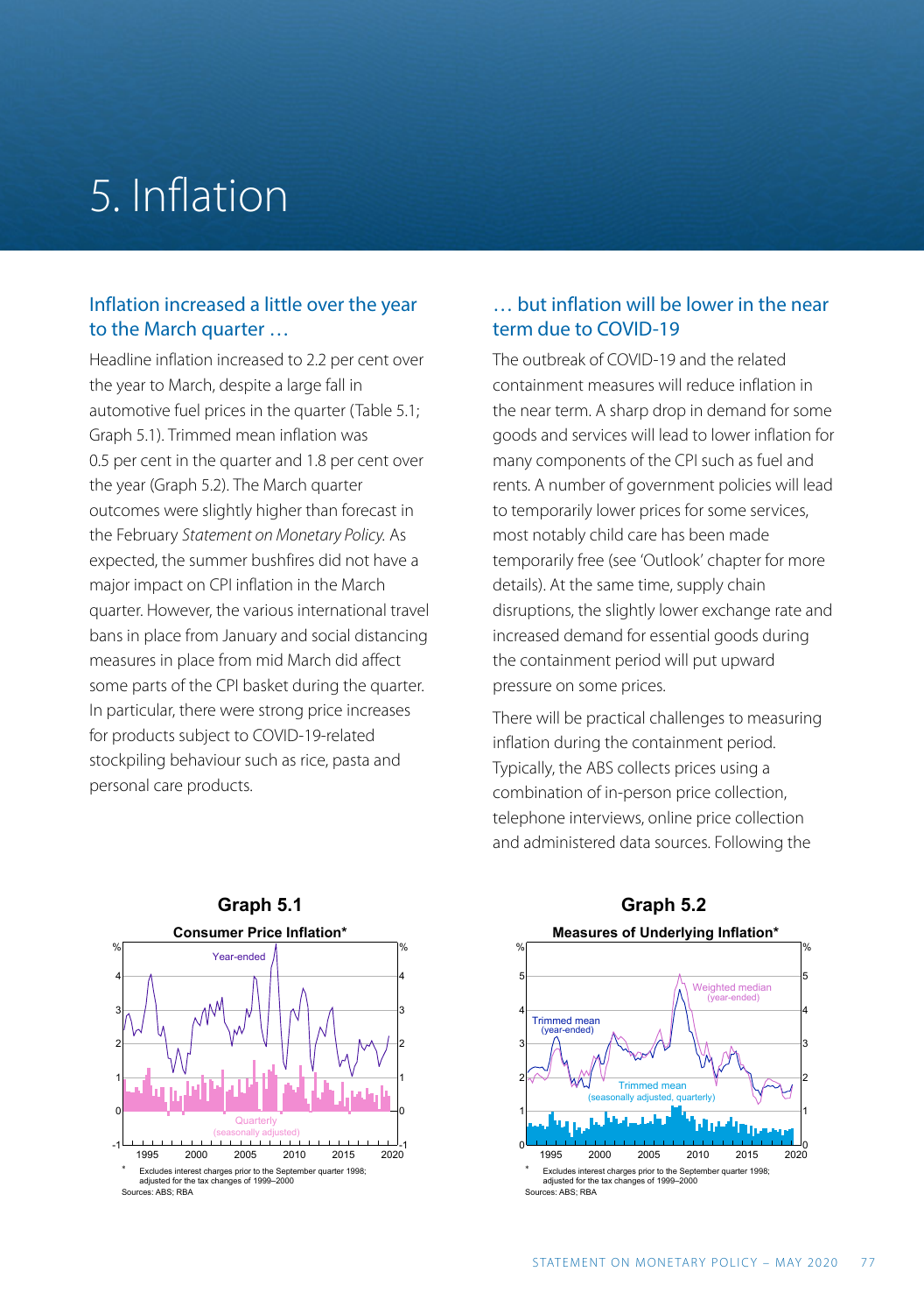# 5. Inflation

## Inflation increased a little over the year to the March quarter …

Headline inflation increased to 2.2 per cent over the year to March, despite a large fall in automotive fuel prices in the quarter (Table 5.1; Graph 5.1). Trimmed mean inflation was 0.5 per cent in the quarter and 1.8 per cent over the year (Graph 5.2). The March quarter outcomes were slightly higher than forecast in the February *Statement on Monetary Policy*. As expected, the summer bushfires did not have a major impact on CPI inflation in the March quarter. However, the various international travel bans in place from January and social distancing measures in place from mid March did affect some parts of the CPI basket during the quarter. In particular, there were strong price increases for products subject to COVID-19-related stockpiling behaviour such as rice, pasta and personal care products.

## … but inflation will be lower in the near term due to COVID-19

The outbreak of COVID-19 and the related containment measures will reduce inflation in the near term. A sharp drop in demand for some goods and services will lead to lower inflation for many components of the CPI such as fuel and rents. A number of government policies will lead to temporarily lower prices for some services, most notably child care has been made temporarily free (see 'Outlook' chapter for more details). At the same time, supply chain disruptions, the slightly lower exchange rate and increased demand for essential goods during the containment period will put upward pressure on some prices.

There will be practical challenges to measuring inflation during the containment period. Typically, the ABS collects prices using a combination of in-person price collection, telephone interviews, online price collection and administered data sources. Following the

**Graph 5.1**

**Consumer Price Inflation***

\* Excludes interest charges prior to the September quarter 1998; adjusted for the tax changes of 1999–2000

Sources: ABS; RBA

**Graph 5.2**

**Measures of Underlying Inflation***

\* Excludes interest charges prior to the September quarter 1998; adjusted for the tax changes of 1999–2000

Sources: ABS; RBA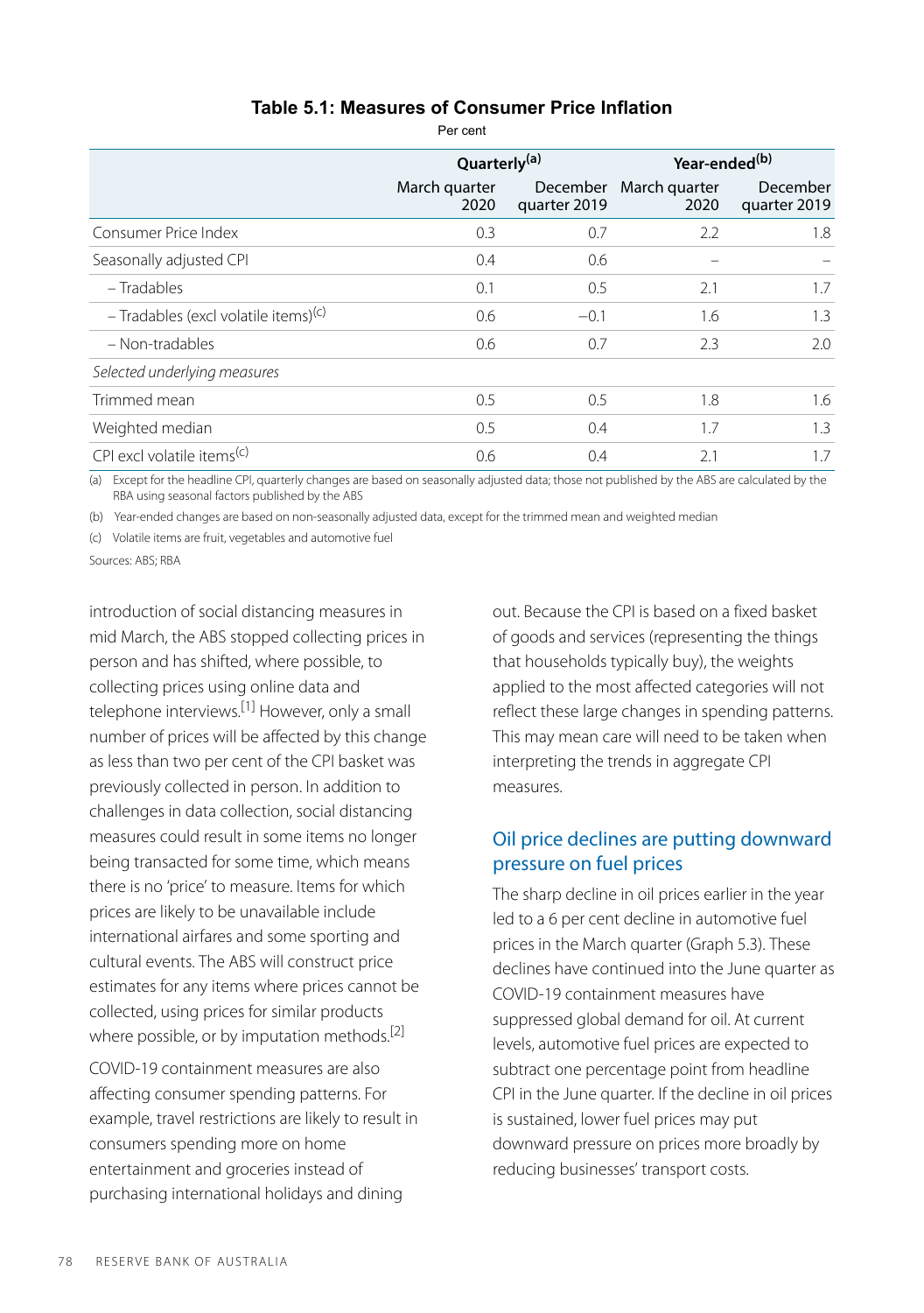**Table 5.1: Measures of Consumer Price Inflation**

Per cent

| | Quarterly[(a)] | | Year-ended[(b)] | |
|---|---|---|---|---|
| | March quarter 2020 | December quarter 2019 | March quarter 2020 | December quarter 2019 |
| Consumer Price Index | 0.3 | 0.7 | 2.2 | 1.8 |
| Seasonally adjusted CPI | 0.4 | 0.6 | – | – |
| – Tradables | 0.1 | 0.5 | 2.1 | 1.7 |
| – Tradables (excl volatile items)[(c)] | 0.6 | −0.1 | 1.6 | 1.3 |
| – Non-tradables | 0.6 | 0.7 | 2.3 | 2.0 |
| *Selected underlying measures* | | | | |
| Trimmed mean | 0.5 | 0.5 | 1.8 | 1.6 |
| Weighted median | 0.5 | 0.4 | 1.7 | 1.3 |
| CPI excl volatile items[(c)] | 0.6 | 0.4 | 2.1 | 1.7 |

(a) Except for the headline CPI, quarterly changes are based on seasonally adjusted data; those not published by the ABS are calculated by the RBA using seasonal factors published by the ABS

(b) Year-ended changes are based on non-seasonally adjusted data, except for the trimmed mean and weighted median

(c) Volatile items are fruit, vegetables and automotive fuel

Sources: ABS; RBA

introduction of social distancing measures in mid March, the ABS stopped collecting prices in person and has shifted, where possible, to collecting prices using online data and telephone interviews.[1] However, only a small number of prices will be affected by this change as less than two per cent of the CPI basket was previously collected in person. In addition to challenges in data collection, social distancing measures could result in some items no longer being transacted for some time, which means there is no 'price' to measure. Items for which prices are likely to be unavailable include international airfares and some sporting and cultural events. The ABS will construct price estimates for any items where prices cannot be collected, using prices for similar products where possible, or by imputation methods.[2]

COVID-19 containment measures are also affecting consumer spending patterns. For example, travel restrictions are likely to result in consumers spending more on home entertainment and groceries instead of purchasing international holidays and dining out. Because the CPI is based on a fixed basket of goods and services (representing the things that households typically buy), the weights applied to the most affected categories will not reflect these large changes in spending patterns. This may mean care will need to be taken when interpreting the trends in aggregate CPI measures.

## Oil price declines are putting downward pressure on fuel prices

The sharp decline in oil prices earlier in the year led to a 6 per cent decline in automotive fuel prices in the March quarter (Graph 5.3). These declines have continued into the June quarter as COVID-19 containment measures have suppressed global demand for oil. At current levels, automotive fuel prices are expected to subtract one percentage point from headline CPI in the June quarter. If the decline in oil prices is sustained, lower fuel prices may put downward pressure on prices more broadly by reducing businesses' transport costs.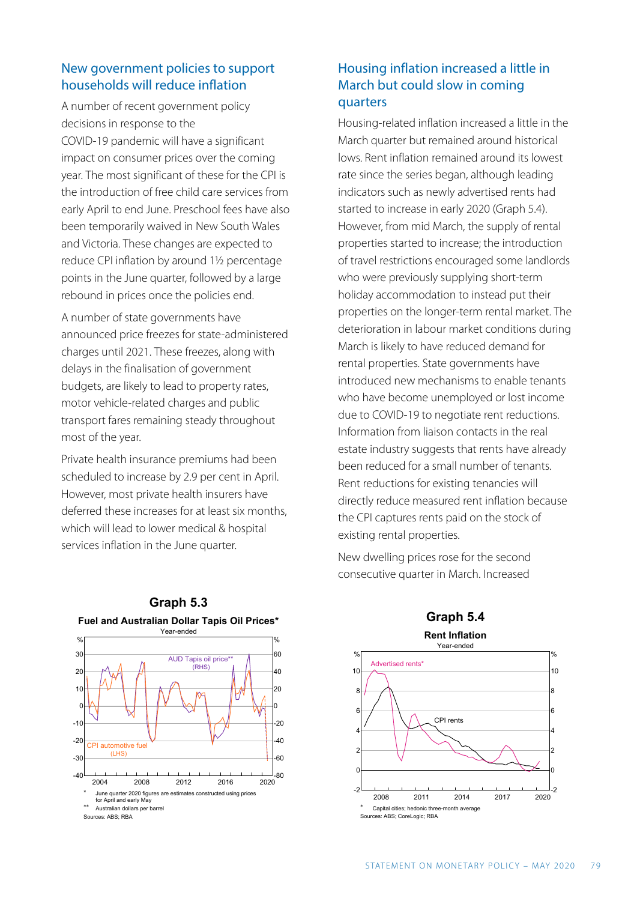## New government policies to support households will reduce inflation

A number of recent government policy decisions in response to the COVID-19 pandemic will have a significant impact on consumer prices over the coming year. The most significant of these for the CPI is the introduction of free child care services from early April to end June. Preschool fees have also been temporarily waived in New South Wales and Victoria. These changes are expected to reduce CPI inflation by around 1½ percentage points in the June quarter, followed by a large rebound in prices once the policies end.

A number of state governments have announced price freezes for state-administered charges until 2021. These freezes, along with delays in the finalisation of government budgets, are likely to lead to property rates, motor vehicle-related charges and public transport fares remaining steady throughout most of the year.

Private health insurance premiums had been scheduled to increase by 2.9 per cent in April. However, most private health insurers have deferred these increases for at least six months, which will lead to lower medical & hospital services inflation in the June quarter.

**Graph 5.3**

**Fuel and Australian Dollar Tapis Oil Prices***

Year-ended

\* June quarter 2020 figures are estimates constructed using prices for April and early May

\*\* Australian dollars per barrel

Sources: ABS; RBA

## Housing inflation increased a little in March but could slow in coming quarters

Housing-related inflation increased a little in the March quarter but remained around historical lows. Rent inflation remained around its lowest rate since the series began, although leading indicators such as newly advertised rents had started to increase in early 2020 (Graph 5.4). However, from mid March, the supply of rental properties started to increase; the introduction of travel restrictions encouraged some landlords who were previously supplying short-term holiday accommodation to instead put their properties on the longer-term rental market. The deterioration in labour market conditions during March is likely to have reduced demand for rental properties. State governments have introduced new mechanisms to enable tenants who have become unemployed or lost income due to COVID-19 to negotiate rent reductions. Information from liaison contacts in the real estate industry suggests that rents have already been reduced for a small number of tenants. Rent reductions for existing tenancies will directly reduce measured rent inflation because the CPI captures rents paid on the stock of existing rental properties.

New dwelling prices rose for the second consecutive quarter in March. Increased

**Graph 5.4**

**Rent Inflation**

Year-ended

\* Capital cities; hedonic three-month average

Sources: ABS; CoreLogic; RBA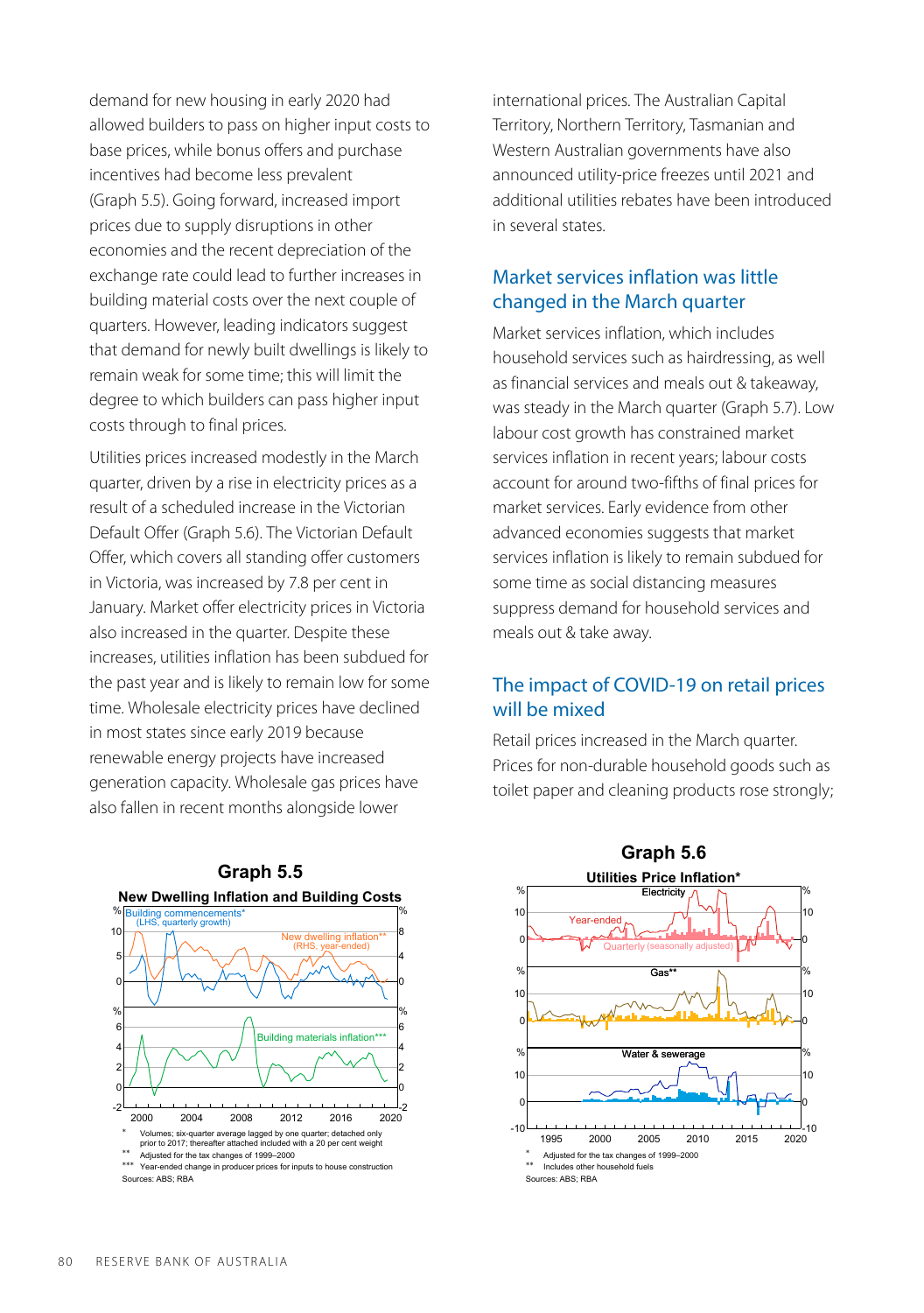demand for new housing in early 2020 had allowed builders to pass on higher input costs to base prices, while bonus offers and purchase incentives had become less prevalent (Graph 5.5). Going forward, increased import prices due to supply disruptions in other economies and the recent depreciation of the exchange rate could lead to further increases in building material costs over the next couple of quarters. However, leading indicators suggest that demand for newly built dwellings is likely to remain weak for some time; this will limit the degree to which builders can pass higher input costs through to final prices.

Utilities prices increased modestly in the March quarter, driven by a rise in electricity prices as a result of a scheduled increase in the Victorian Default Offer (Graph 5.6). The Victorian Default Offer, which covers all standing offer customers in Victoria, was increased by 7.8 per cent in January. Market offer electricity prices in Victoria also increased in the quarter. Despite these increases, utilities inflation has been subdued for the past year and is likely to remain low for some time. Wholesale electricity prices have declined in most states since early 2019 because renewable energy projects have increased generation capacity. Wholesale gas prices have also fallen in recent months alongside lower international prices. The Australian Capital Territory, Northern Territory, Tasmanian and Western Australian governments have also announced utility-price freezes until 2021 and additional utilities rebates have been introduced in several states.

## Market services inflation was little changed in the March quarter

Market services inflation, which includes household services such as hairdressing, as well as financial services and meals out & takeaway, was steady in the March quarter (Graph 5.7). Low labour cost growth has constrained market services inflation in recent years; labour costs account for around two-fifths of final prices for market services. Early evidence from other advanced economies suggests that market services inflation is likely to remain subdued for some time as social distancing measures suppress demand for household services and meals out & take away.

## The impact of COVID-19 on retail prices will be mixed

Retail prices increased in the March quarter. Prices for non-durable household goods such as toilet paper and cleaning products rose strongly;

**Graph 5.5**

**New Dwelling Inflation and Building Costs**

\* Volumes; six-quarter average lagged by one quarter; detached only prior to 2017; thereafter attached included with a 20 per cent weight

\*\* Adjusted for the tax changes of 1999–2000

\*\*\* Year-ended change in producer prices for inputs to house construction

Sources: ABS; RBA

**Graph 5.6**

**Utilities Price Inflation\***

\* Adjusted for the tax changes of 1999–2000

\*\* Includes other household fuels

Sources: ABS; RBA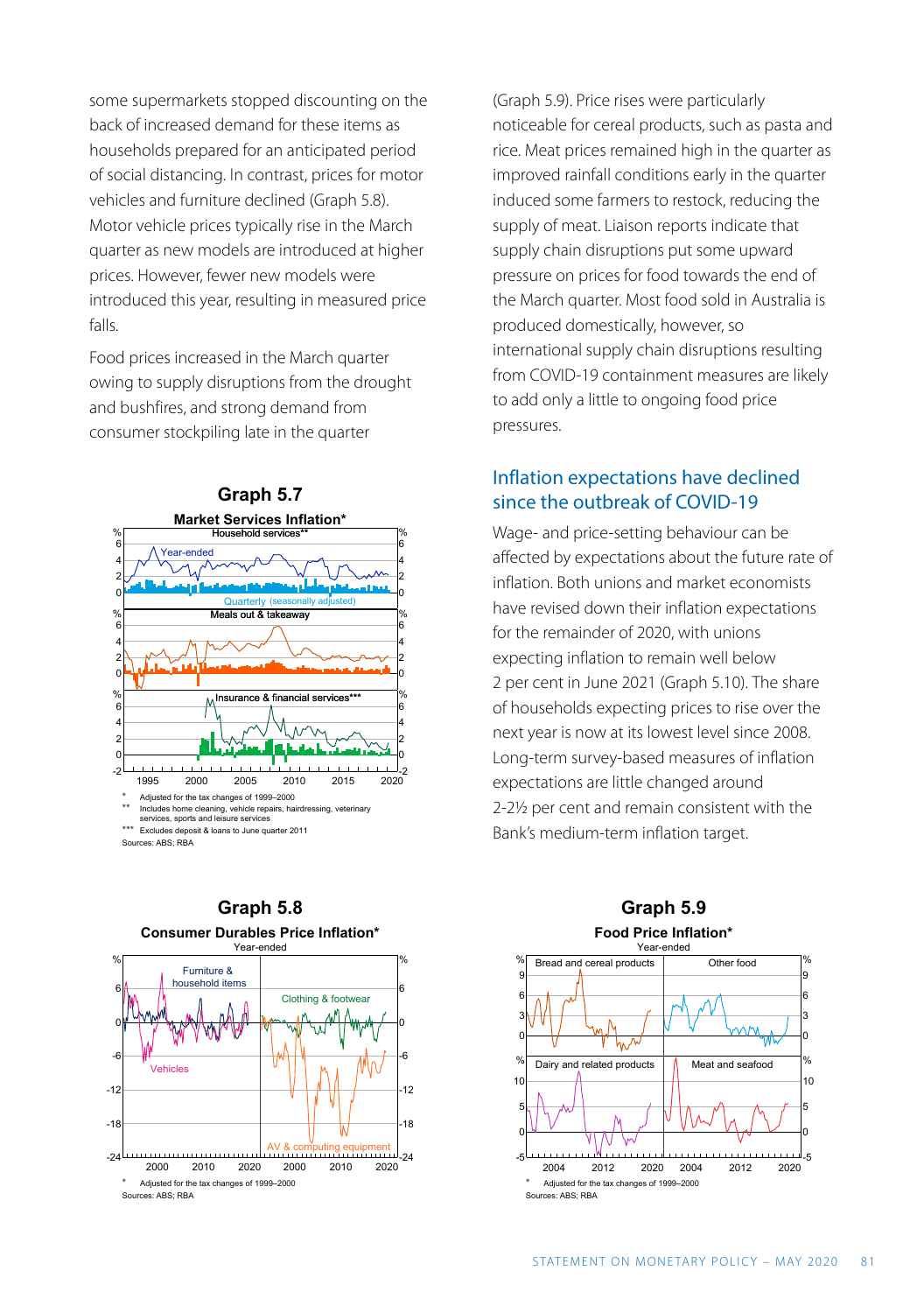some supermarkets stopped discounting on the back of increased demand for these items as households prepared for an anticipated period of social distancing. In contrast, prices for motor vehicles and furniture declined (Graph 5.8). Motor vehicle prices typically rise in the March quarter as new models are introduced at higher prices. However, fewer new models were introduced this year, resulting in measured price falls.

Food prices increased in the March quarter owing to supply disruptions from the drought and bushfires, and strong demand from consumer stockpiling late in the quarter (Graph 5.9). Price rises were particularly noticeable for cereal products, such as pasta and rice. Meat prices remained high in the quarter as improved rainfall conditions early in the quarter induced some farmers to restock, reducing the supply of meat. Liaison reports indicate that supply chain disruptions put some upward pressure on prices for food towards the end of the March quarter. Most food sold in Australia is produced domestically, however, so international supply chain disruptions resulting from COVID-19 containment measures are likely to add only a little to ongoing food price pressures.

**Graph 5.7**

**Market Services Inflation***

Household services**; Year-ended; Quarterly (seasonally adjusted); Meals out & takeaway; Insurance & financial services***

\* Adjusted for the tax changes of 1999–2000

\*\* Includes home cleaning, vehicle repairs, hairdressing, veterinary services, sports and leisure services

\*\*\* Excludes deposit & loans to June quarter 2011

Sources: ABS; RBA

## Inflation expectations have declined since the outbreak of COVID-19

Wage- and price-setting behaviour can be affected by expectations about the future rate of inflation. Both unions and market economists have revised down their inflation expectations for the remainder of 2020, with unions expecting inflation to remain well below 2 per cent in June 2021 (Graph 5.10). The share of households expecting prices to rise over the next year is now at its lowest level since 2008. Long-term survey-based measures of inflation expectations are little changed around 2–2½ per cent and remain consistent with the Bank's medium-term inflation target.

**Graph 5.8**

**Consumer Durables Price Inflation***

Year-ended

Furniture & household items; Vehicles; Clothing & footwear; AV & computing equipment

\* Adjusted for the tax changes of 1999–2000

Sources: ABS; RBA

**Graph 5.9**

**Food Price Inflation***

Year-ended

Bread and cereal products; Other food; Dairy and related products; Meat and seafood

\* Adjusted for the tax changes of 1999–2000

Sources: ABS; RBA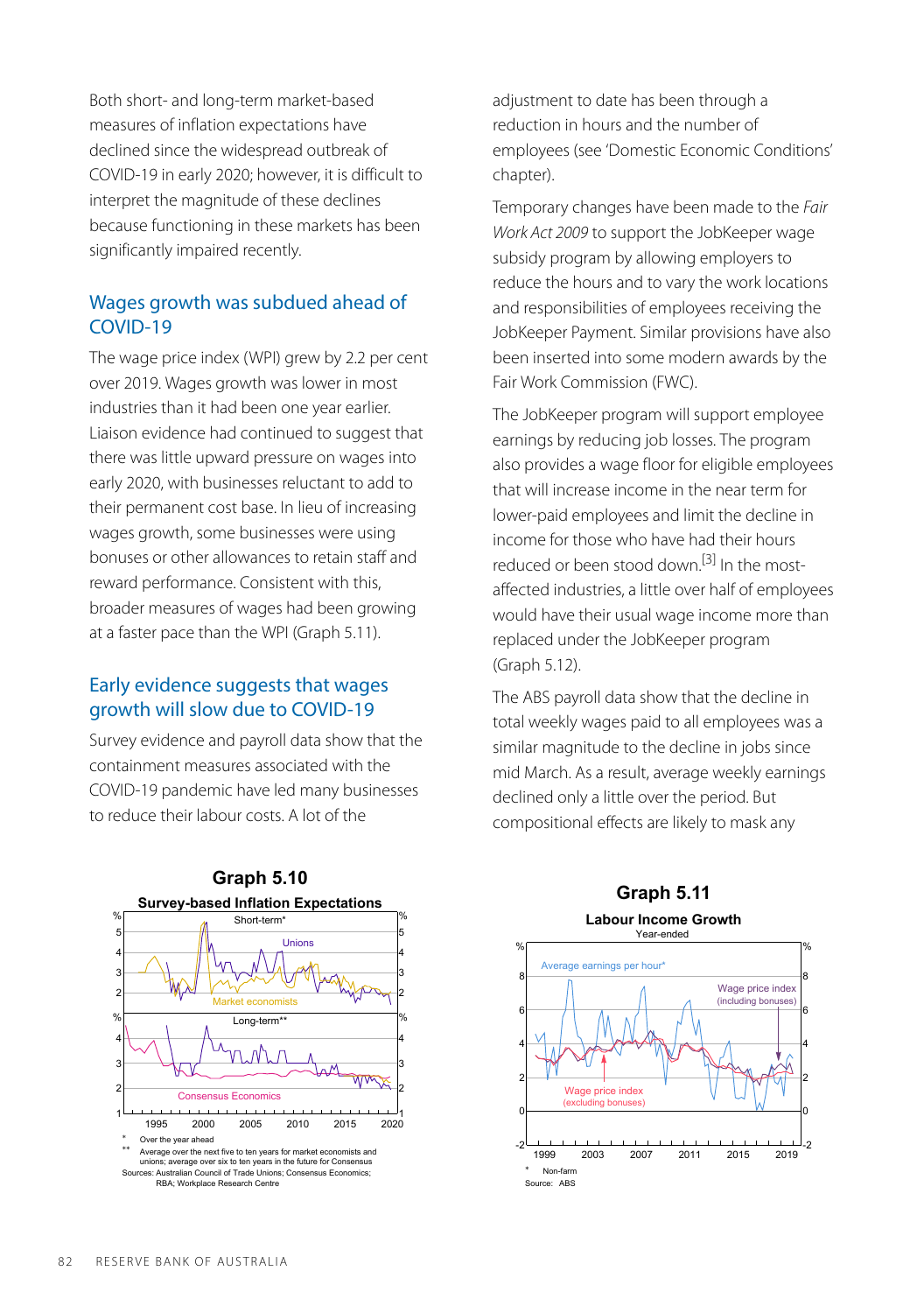Both short- and long-term market-based measures of inflation expectations have declined since the widespread outbreak of COVID-19 in early 2020; however, it is difficult to interpret the magnitude of these declines because functioning in these markets has been significantly impaired recently.

## Wages growth was subdued ahead of COVID-19

The wage price index (WPI) grew by 2.2 per cent over 2019. Wages growth was lower in most industries than it had been one year earlier. Liaison evidence had continued to suggest that there was little upward pressure on wages into early 2020, with businesses reluctant to add to their permanent cost base. In lieu of increasing wages growth, some businesses were using bonuses or other allowances to retain staff and reward performance. Consistent with this, broader measures of wages had been growing at a faster pace than the WPI (Graph 5.11).

## Early evidence suggests that wages growth will slow due to COVID-19

Survey evidence and payroll data show that the containment measures associated with the COVID-19 pandemic have led many businesses to reduce their labour costs. A lot of the adjustment to date has been through a reduction in hours and the number of employees (see 'Domestic Economic Conditions' chapter).

Temporary changes have been made to the *Fair Work Act 2009* to support the JobKeeper wage subsidy program by allowing employers to reduce the hours and to vary the work locations and responsibilities of employees receiving the JobKeeper Payment. Similar provisions have also been inserted into some modern awards by the Fair Work Commission (FWC).

The JobKeeper program will support employee earnings by reducing job losses. The program also provides a wage floor for eligible employees that will increase income in the near term for lower-paid employees and limit the decline in income for those who have had their hours reduced or been stood down.[3] In the most-affected industries, a little over half of employees would have their usual wage income more than replaced under the JobKeeper program (Graph 5.12).

The ABS payroll data show that the decline in total weekly wages paid to all employees was a similar magnitude to the decline in jobs since mid March. As a result, average weekly earnings declined only a little over the period. But compositional effects are likely to mask any

**Graph 5.10**

**Survey-based Inflation Expectations**

\* Over the year ahead

\*\* Average over the next five to ten years for market economists and unions; average over six to ten years in the future for Consensus

Sources: Australian Council of Trade Unions; Consensus Economics; RBA; Workplace Research Centre

**Graph 5.11**

**Labour Income Growth**

Year-ended

\* Non-farm

Source: ABS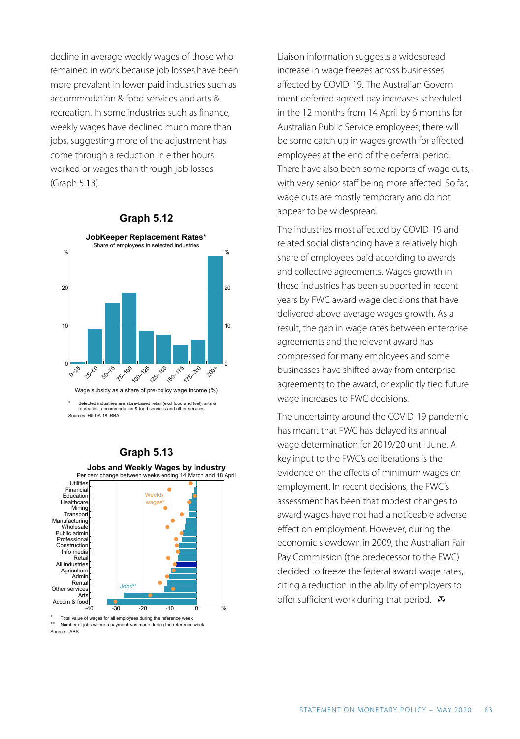decline in average weekly wages of those who remained in work because job losses have been more prevalent in lower-paid industries such as accommodation & food services and arts & recreation. In some industries such as finance, weekly wages have declined much more than jobs, suggesting more of the adjustment has come through a reduction in either hours worked or wages than through job losses (Graph 5.13).

### Graph 5.12

**JobKeeper Replacement Rates***

Share of employees in selected industries

\* Selected industries are store-based retail (excl food and fuel), arts & recreation, accommodation & food services and other services

Sources: HILDA 18; RBA

### Graph 5.13

**Jobs and Weekly Wages by Industry**

Per cent change between weeks ending 14 March and 18 April

\* Total value of wages for all employees during the reference week

\*\* Number of jobs where a payment was made during the reference week

Source: ABS

Liaison information suggests a widespread increase in wage freezes across businesses affected by COVID-19. The Australian Government deferred agreed pay increases scheduled in the 12 months from 14 April by 6 months for Australian Public Service employees; there will be some catch up in wages growth for affected employees at the end of the deferral period. There have also been some reports of wage cuts, with very senior staff being more affected. So far, wage cuts are mostly temporary and do not appear to be widespread.

The industries most affected by COVID-19 and related social distancing have a relatively high share of employees paid according to awards and collective agreements. Wages growth in these industries has been supported in recent years by FWC award wage decisions that have delivered above-average wages growth. As a result, the gap in wage rates between enterprise agreements and the relevant award has compressed for many employees and some businesses have shifted away from enterprise agreements to the award, or explicitly tied future wage increases to FWC decisions.

The uncertainty around the COVID-19 pandemic has meant that FWC has delayed its annual wage determination for 2019/20 until June. A key input to the FWC's deliberations is the evidence on the effects of minimum wages on employment. In recent decisions, the FWC's assessment has been that modest changes to award wages have not had a noticeable adverse effect on employment. However, during the economic slowdown in 2009, the Australian Fair Pay Commission (the predecessor to the FWC) decided to freeze the federal award wage rates, citing a reduction in the ability of employers to offer sufficient work during that period.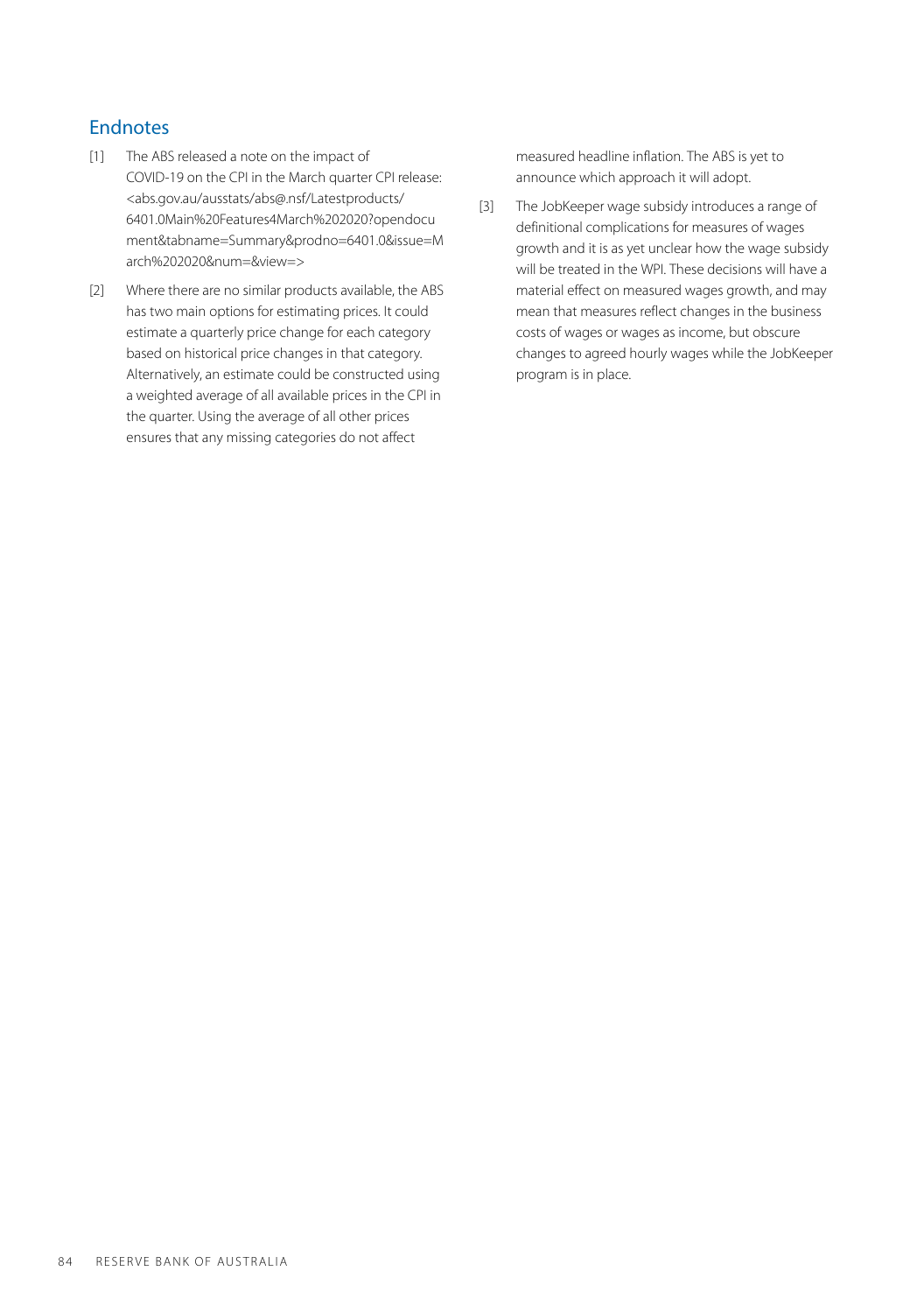## Endnotes

[1] The ABS released a note on the impact of COVID-19 on the CPI in the March quarter CPI release: <abs.gov.au/ausstats/abs@.nsf/Latestproducts/6401.0Main%20Features4March%202020?opendocument&tabname=Summary&prodno=6401.0&issue=March%202020&num=&view=>

[2] Where there are no similar products available, the ABS has two main options for estimating prices. It could estimate a quarterly price change for each category based on historical price changes in that category. Alternatively, an estimate could be constructed using a weighted average of all available prices in the CPI in the quarter. Using the average of all other prices ensures that any missing categories do not affect measured headline inflation. The ABS is yet to announce which approach it will adopt.

[3] The JobKeeper wage subsidy introduces a range of definitional complications for measures of wages growth and it is as yet unclear how the wage subsidy will be treated in the WPI. These decisions will have a material effect on measured wages growth, and may mean that measures reflect changes in the business costs of wages or wages as income, but obscure changes to agreed hourly wages while the JobKeeper program is in place.